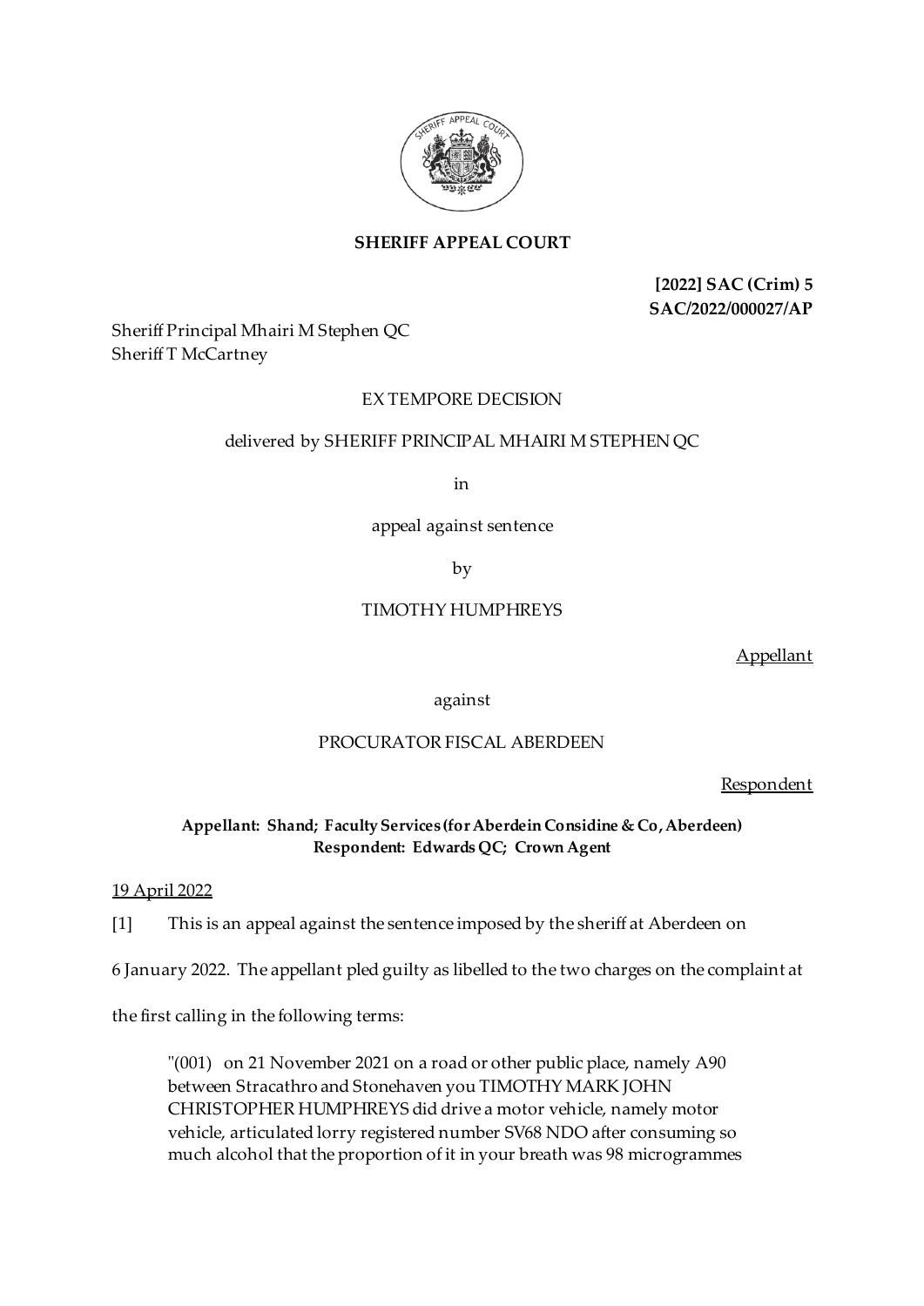**SHERIFF APPEAL COURT**

**[2022] SAC (Crim) 5**
**SAC/2022/000027/AP**

Sheriff Principal Mhairi M Stephen QC
Sheriff T McCartney

EX TEMPORE DECISION

delivered by SHERIFF PRINCIPAL MHAIRI M STEPHEN QC

in

appeal against sentence

by

TIMOTHY HUMPHREYS

Appellant

against

PROCURATOR FISCAL ABERDEEN

Respondent

**Appellant: Shand; Faculty Services (for Aberdein Considine & Co, Aberdeen)**
**Respondent: Edwards QC; Crown Agent**

19 April 2022

[1] This is an appeal against the sentence imposed by the sheriff at Aberdeen on 6 January 2022. The appellant pled guilty as libelled to the two charges on the complaint at the first calling in the following terms:

> "(001) on 21 November 2021 on a road or other public place, namely A90 between Stracathro and Stonehaven you TIMOTHY MARK JOHN CHRISTOPHER HUMPHREYS did drive a motor vehicle, namely motor vehicle, articulated lorry registered number SV68 NDO after consuming so much alcohol that the proportion of it in your breath was 98 microgrammes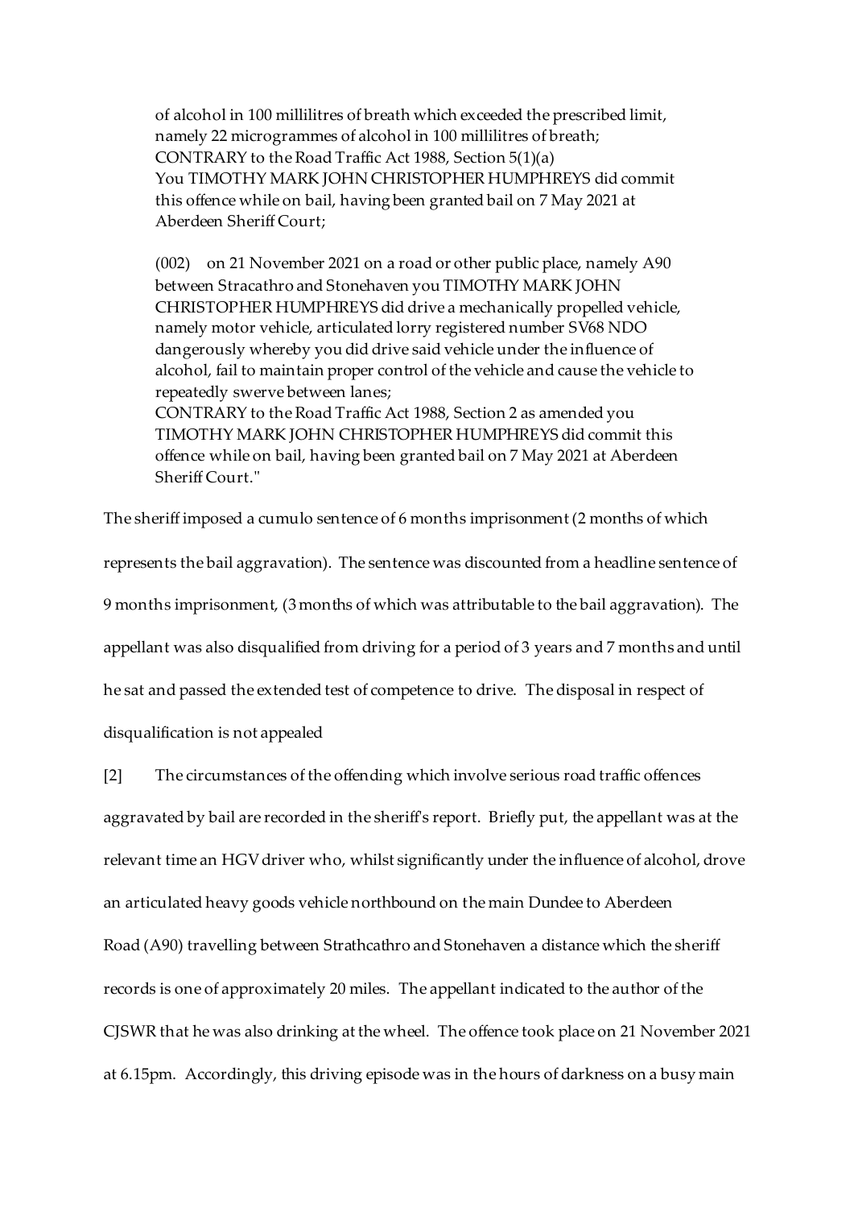> of alcohol in 100 millilitres of breath which exceeded the prescribed limit, namely 22 microgrammes of alcohol in 100 millilitres of breath;
> CONTRARY to the Road Traffic Act 1988, Section 5(1)(a)
> You TIMOTHY MARK JOHN CHRISTOPHER HUMPHREYS did commit this offence while on bail, having been granted bail on 7 May 2021 at Aberdeen Sheriff Court;
>
> (002) on 21 November 2021 on a road or other public place, namely A90 between Stracathro and Stonehaven you TIMOTHY MARK JOHN CHRISTOPHER HUMPHREYS did drive a mechanically propelled vehicle, namely motor vehicle, articulated lorry registered number SV68 NDO dangerously whereby you did drive said vehicle under the influence of alcohol, fail to maintain proper control of the vehicle and cause the vehicle to repeatedly swerve between lanes;
> CONTRARY to the Road Traffic Act 1988, Section 2 as amended you TIMOTHY MARK JOHN CHRISTOPHER HUMPHREYS did commit this offence while on bail, having been granted bail on 7 May 2021 at Aberdeen Sheriff Court."

The sheriff imposed a cumulo sentence of 6 months imprisonment (2 months of which represents the bail aggravation). The sentence was discounted from a headline sentence of 9 months imprisonment, (3 months of which was attributable to the bail aggravation). The appellant was also disqualified from driving for a period of 3 years and 7 months and until he sat and passed the extended test of competence to drive. The disposal in respect of disqualification is not appealed

[2] The circumstances of the offending which involve serious road traffic offences aggravated by bail are recorded in the sheriff's report. Briefly put, the appellant was at the relevant time an HGV driver who, whilst significantly under the influence of alcohol, drove an articulated heavy goods vehicle northbound on the main Dundee to Aberdeen Road (A90) travelling between Strathcathro and Stonehaven a distance which the sheriff records is one of approximately 20 miles. The appellant indicated to the author of the CJSWR that he was also drinking at the wheel. The offence took place on 21 November 2021 at 6.15pm. Accordingly, this driving episode was in the hours of darkness on a busy main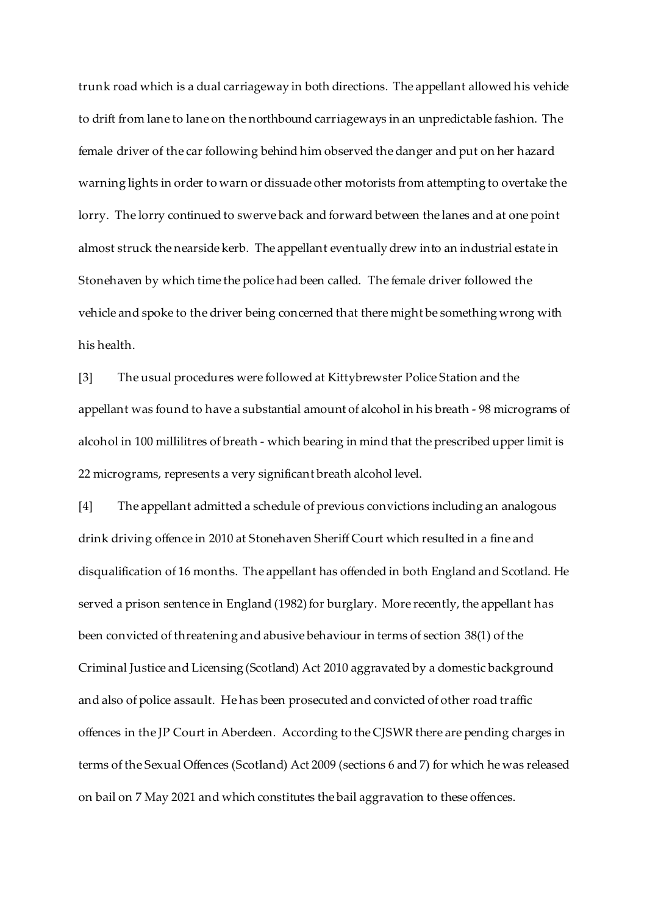trunk road which is a dual carriageway in both directions. The appellant allowed his vehicle to drift from lane to lane on the northbound carriageways in an unpredictable fashion. The female driver of the car following behind him observed the danger and put on her hazard warning lights in order to warn or dissuade other motorists from attempting to overtake the lorry. The lorry continued to swerve back and forward between the lanes and at one point almost struck the nearside kerb. The appellant eventually drew into an industrial estate in Stonehaven by which time the police had been called. The female driver followed the vehicle and spoke to the driver being concerned that there might be something wrong with his health.

[3] The usual procedures were followed at Kittybrewster Police Station and the appellant was found to have a substantial amount of alcohol in his breath - 98 micrograms of alcohol in 100 millilitres of breath - which bearing in mind that the prescribed upper limit is 22 micrograms, represents a very significant breath alcohol level.

[4] The appellant admitted a schedule of previous convictions including an analogous drink driving offence in 2010 at Stonehaven Sheriff Court which resulted in a fine and disqualification of 16 months. The appellant has offended in both England and Scotland. He served a prison sentence in England (1982) for burglary. More recently, the appellant has been convicted of threatening and abusive behaviour in terms of section 38(1) of the Criminal Justice and Licensing (Scotland) Act 2010 aggravated by a domestic background and also of police assault. He has been prosecuted and convicted of other road traffic offences in the JP Court in Aberdeen. According to the CJSWR there are pending charges in terms of the Sexual Offences (Scotland) Act 2009 (sections 6 and 7) for which he was released on bail on 7 May 2021 and which constitutes the bail aggravation to these offences.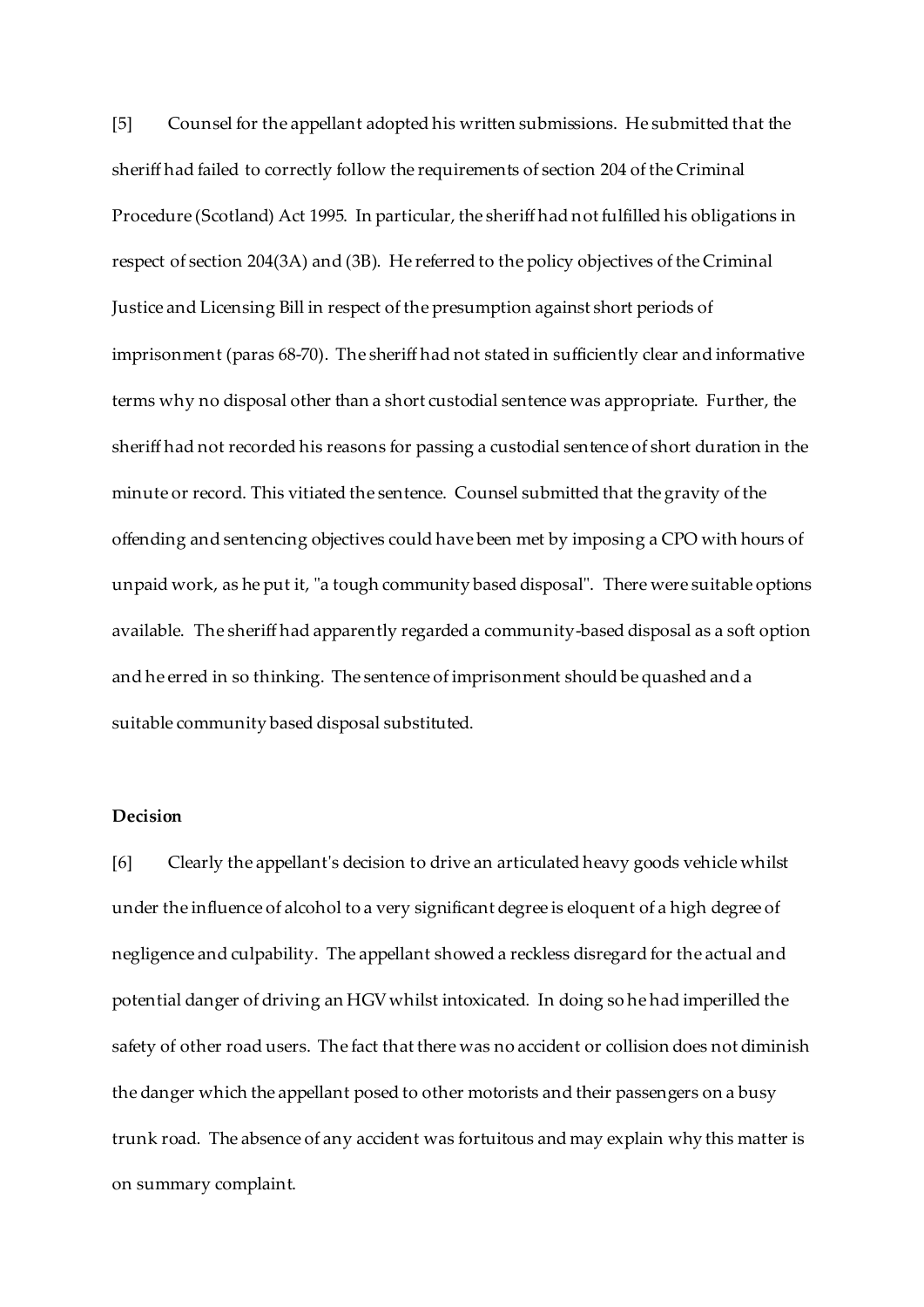[5] Counsel for the appellant adopted his written submissions. He submitted that the sheriff had failed to correctly follow the requirements of section 204 of the Criminal Procedure (Scotland) Act 1995. In particular, the sheriff had not fulfilled his obligations in respect of section 204(3A) and (3B). He referred to the policy objectives of the Criminal Justice and Licensing Bill in respect of the presumption against short periods of imprisonment (paras 68-70). The sheriff had not stated in sufficiently clear and informative terms why no disposal other than a short custodial sentence was appropriate. Further, the sheriff had not recorded his reasons for passing a custodial sentence of short duration in the minute or record. This vitiated the sentence. Counsel submitted that the gravity of the offending and sentencing objectives could have been met by imposing a CPO with hours of unpaid work, as he put it, "a tough community based disposal". There were suitable options available. The sheriff had apparently regarded a community-based disposal as a soft option and he erred in so thinking. The sentence of imprisonment should be quashed and a suitable community based disposal substituted.

**Decision**

[6] Clearly the appellant's decision to drive an articulated heavy goods vehicle whilst under the influence of alcohol to a very significant degree is eloquent of a high degree of negligence and culpability. The appellant showed a reckless disregard for the actual and potential danger of driving an HGV whilst intoxicated. In doing so he had imperilled the safety of other road users. The fact that there was no accident or collision does not diminish the danger which the appellant posed to other motorists and their passengers on a busy trunk road. The absence of any accident was fortuitous and may explain why this matter is on summary complaint.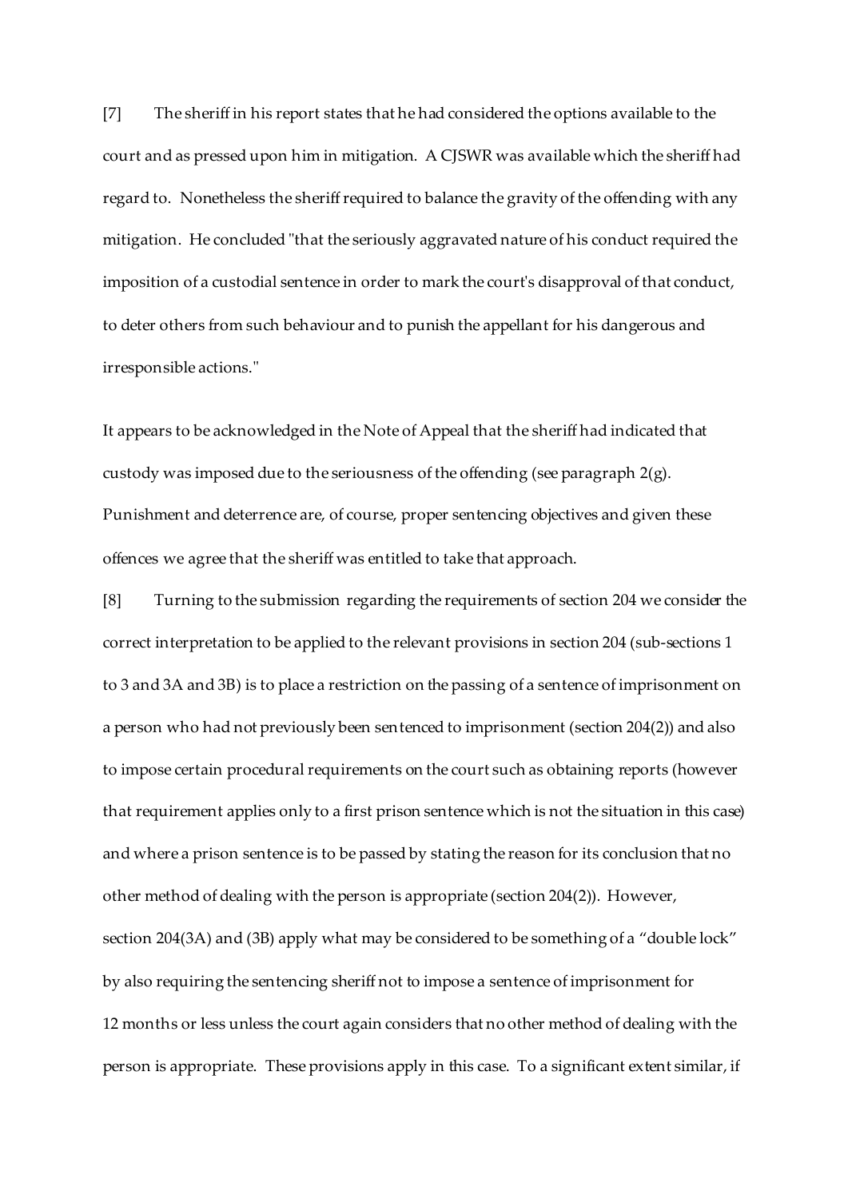[7] The sheriff in his report states that he had considered the options available to the court and as pressed upon him in mitigation. A CJSWR was available which the sheriff had regard to. Nonetheless the sheriff required to balance the gravity of the offending with any mitigation. He concluded "that the seriously aggravated nature of his conduct required the imposition of a custodial sentence in order to mark the court's disapproval of that conduct, to deter others from such behaviour and to punish the appellant for his dangerous and irresponsible actions."

It appears to be acknowledged in the Note of Appeal that the sheriff had indicated that custody was imposed due to the seriousness of the offending (see paragraph 2(g). Punishment and deterrence are, of course, proper sentencing objectives and given these offences we agree that the sheriff was entitled to take that approach.

[8] Turning to the submission regarding the requirements of section 204 we consider the correct interpretation to be applied to the relevant provisions in section 204 (sub-sections 1 to 3 and 3A and 3B) is to place a restriction on the passing of a sentence of imprisonment on a person who had not previously been sentenced to imprisonment (section 204(2)) and also to impose certain procedural requirements on the court such as obtaining reports (however that requirement applies only to a first prison sentence which is not the situation in this case) and where a prison sentence is to be passed by stating the reason for its conclusion that no other method of dealing with the person is appropriate (section 204(2)). However, section 204(3A) and (3B) apply what may be considered to be something of a "double lock" by also requiring the sentencing sheriff not to impose a sentence of imprisonment for 12 months or less unless the court again considers that no other method of dealing with the person is appropriate. These provisions apply in this case. To a significant extent similar, if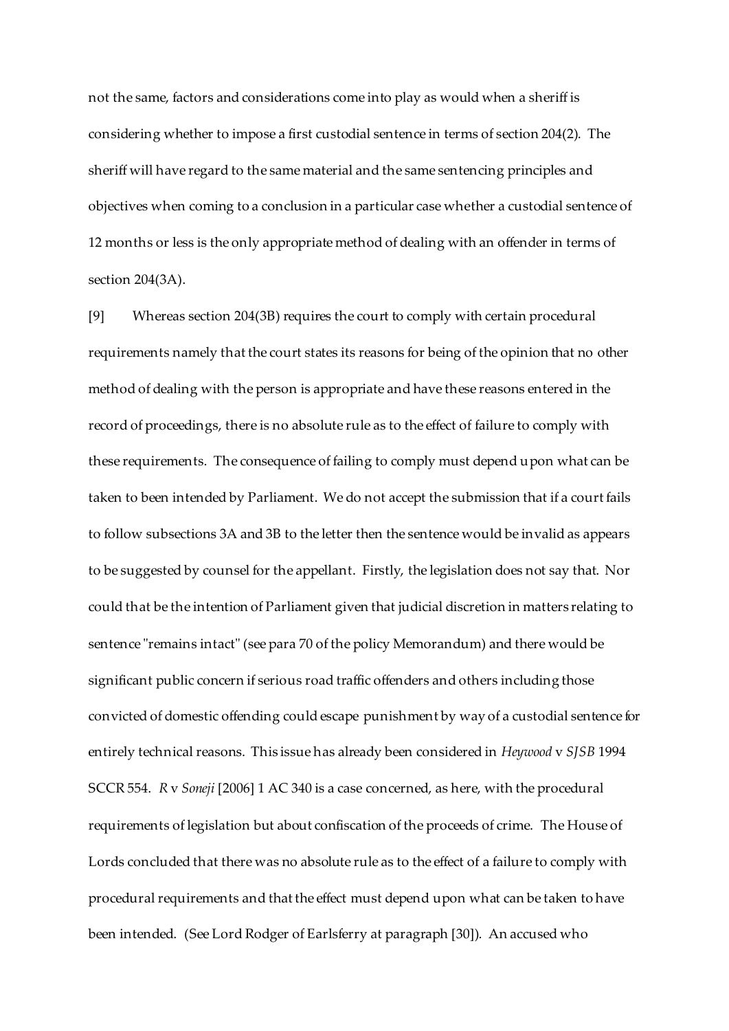not the same, factors and considerations come into play as would when a sheriff is considering whether to impose a first custodial sentence in terms of section 204(2). The sheriff will have regard to the same material and the same sentencing principles and objectives when coming to a conclusion in a particular case whether a custodial sentence of 12 months or less is the only appropriate method of dealing with an offender in terms of section 204(3A).

[9] Whereas section 204(3B) requires the court to comply with certain procedural requirements namely that the court states its reasons for being of the opinion that no other method of dealing with the person is appropriate and have these reasons entered in the record of proceedings, there is no absolute rule as to the effect of failure to comply with these requirements. The consequence of failing to comply must depend upon what can be taken to been intended by Parliament. We do not accept the submission that if a court fails to follow subsections 3A and 3B to the letter then the sentence would be invalid as appears to be suggested by counsel for the appellant. Firstly, the legislation does not say that. Nor could that be the intention of Parliament given that judicial discretion in matters relating to sentence "remains intact" (see para 70 of the policy Memorandum) and there would be significant public concern if serious road traffic offenders and others including those convicted of domestic offending could escape punishment by way of a custodial sentence for entirely technical reasons. This issue has already been considered in *Heywood* v *SJSB* 1994 SCCR 554. *R* v *Soneji* [2006] 1 AC 340 is a case concerned, as here, with the procedural requirements of legislation but about confiscation of the proceeds of crime. The House of Lords concluded that there was no absolute rule as to the effect of a failure to comply with procedural requirements and that the effect must depend upon what can be taken to have been intended. (See Lord Rodger of Earlsferry at paragraph [30]). An accused who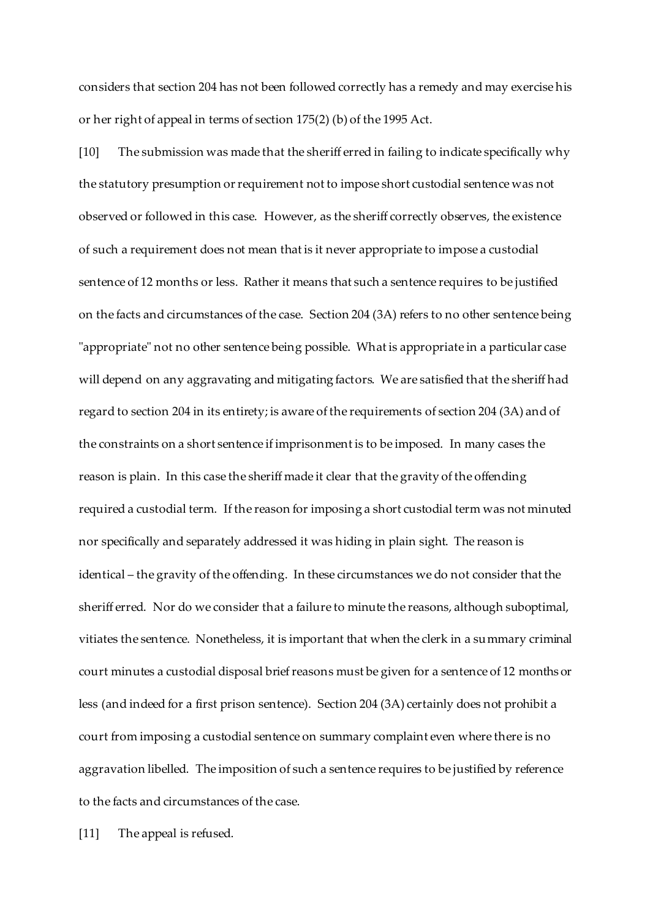considers that section 204 has not been followed correctly has a remedy and may exercise his or her right of appeal in terms of section 175(2) (b) of the 1995 Act.

[10] The submission was made that the sheriff erred in failing to indicate specifically why the statutory presumption or requirement not to impose short custodial sentence was not observed or followed in this case. However, as the sheriff correctly observes, the existence of such a requirement does not mean that is it never appropriate to impose a custodial sentence of 12 months or less. Rather it means that such a sentence requires to be justified on the facts and circumstances of the case. Section 204 (3A) refers to no other sentence being "appropriate" not no other sentence being possible. What is appropriate in a particular case will depend on any aggravating and mitigating factors. We are satisfied that the sheriff had regard to section 204 in its entirety; is aware of the requirements of section 204 (3A) and of the constraints on a short sentence if imprisonment is to be imposed. In many cases the reason is plain. In this case the sheriff made it clear that the gravity of the offending required a custodial term. If the reason for imposing a short custodial term was not minuted nor specifically and separately addressed it was hiding in plain sight. The reason is identical – the gravity of the offending. In these circumstances we do not consider that the sheriff erred. Nor do we consider that a failure to minute the reasons, although suboptimal, vitiates the sentence. Nonetheless, it is important that when the clerk in a summary criminal court minutes a custodial disposal brief reasons must be given for a sentence of 12 months or less (and indeed for a first prison sentence). Section 204 (3A) certainly does not prohibit a court from imposing a custodial sentence on summary complaint even where there is no aggravation libelled. The imposition of such a sentence requires to be justified by reference to the facts and circumstances of the case.

[11] The appeal is refused.